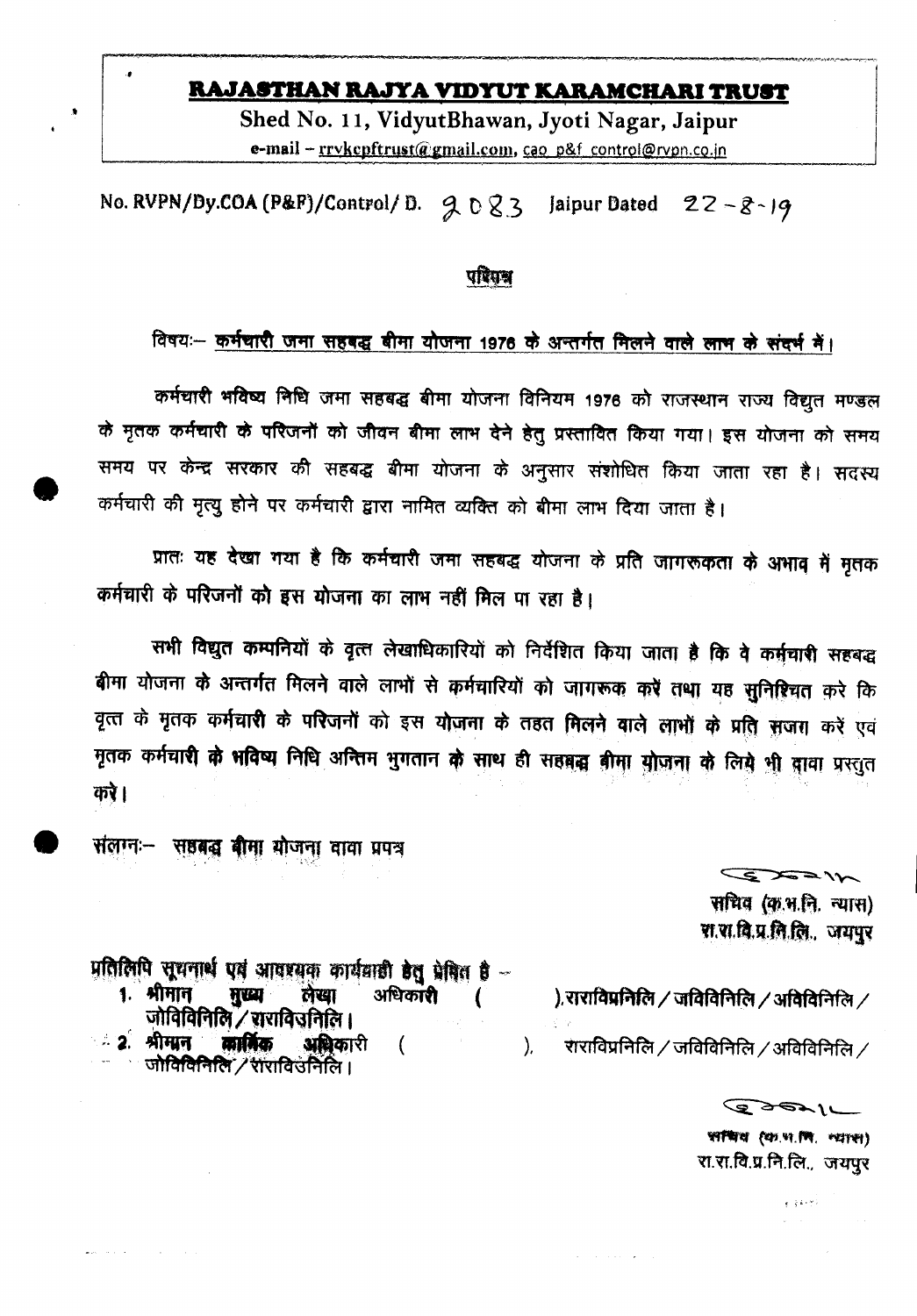## RAJASTHAN RAJYA VIDYUT KARAMCHARI TRUST

Shed No. 11, VidyutBhawan, Jyoti Nagar, Jaipur

e-mail – rrvkcpftrust@gmail.com, cao_p&f_control@rvpn.co.in

No. RVPN/Dy.COA (P&F)/Control/ D. 2083 Jaipur Dated 22-8-19

### परिपत्र

विषयः— **कर्मचारी जमा सहबद्ध बीमा योजना 1976 के अन्तर्गत मिलने वाले लाभ के संदर्भ में।**

कर्मचारी भविष्य निधि जमा सहबद्ध बीमा योजना विनियम 1976 को राजस्थान राज्य विद्युत मण्डल के मृतक कर्मचारी के परिजनों को जीवन बीमा लाभ देने हेतु प्रस्तावित किया गया। इस योजना को समय समय पर केन्द्र सरकार की सहबद्ध बीमा योजना के अनुसार संशोधित किया जाता रहा है। सदस्य कर्मचारी की मृत्यु होने पर कर्मचारी द्वारा नामित व्यक्ति को बीमा लाभ दिया जाता है।

प्रातः यह देखा गया है कि कर्मचारी जमा सहबद्ध योजना के प्रति जागरूकता के अभाव में मृतक कर्मचारी के परिजनों को इस योजना का लाभ नहीं मिल पा रहा है।

सभी विद्युत कम्पनियों के वृत्त लेखाधिकारियों को निर्देशित किया जाता है कि वे कर्मचारी सहबद्ध बीमा योजना के अन्तर्गत मिलने वाले लाभों से कर्मचारियों को जागरूक करें तथा यह सुनिश्चित करे कि वृत्त के मृतक कर्मचारी के परिजनों को इस योजना के तहत मिलने वाले लाभों के प्रति सजग करें एवं मृतक कर्मचारी के भविष्य निधि अन्तिम भुगतान के साथ ही सहबद्ध बीमा योजना के लिये भी दावा प्रस्तुत करे।

संलग्नः— सहबद्ध बीमा योजना दावा प्रपत्र

सचिव (क.भ.नि. न्यास)
रा.रा.वि.प्र.नि.लि., जयपुर

प्रतिलिपि सूचनार्थ एवं आवश्यक कार्यवाही हेतु प्रेषित है –

1. श्रीमान मुख्य लेखा अधिकारी ( ),राराविप्रनिलि / जविविनिलि / अविविनिलि / जोविविनिलि / राराविउनिलि।
2. श्रीमान कार्मिक अधिकारी ( ), राराविप्रनिलि / जविविनिलि / अविविनिलि / जोविविनिलि / राराविउनिलि।

सचिव (क.भ.नि. न्यास)
रा.रा.वि.प्र.नि.लि., जयपुर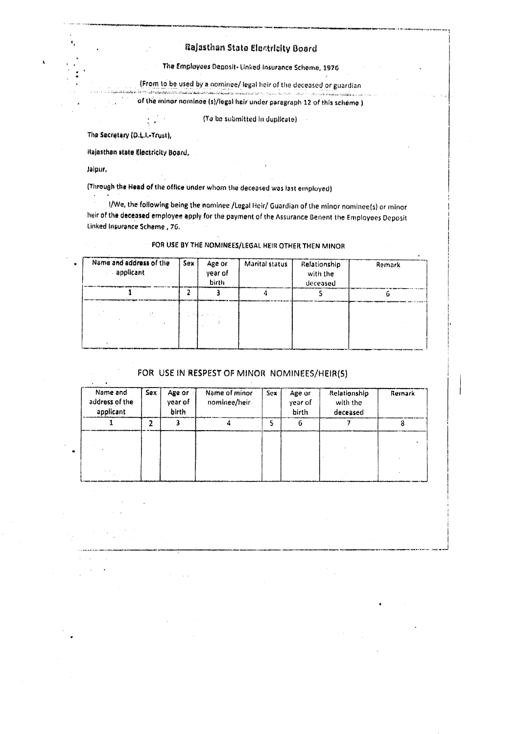# Rajasthan State Electricity Board

The Employees Deposit- Linked Insurance Scheme, 1976

(From to be used by a nominee/ legal heir of the deceased or guardian of the minor nominee (s)/legal heir under paragraph 12 of this scheme )

(To be submitted in duplicate)

The Secretary (D.L.I.-Trust),

Rajasthan state Electricity Board,

Jaipur,

(Through the Head of the office under whom the deceased was last employed)

I/We, the following being the nominee /Legal Heir/ Guardian of the minor nominee(s) or minor heir of the deceased employee apply for the payment of the Assurance Benent the Employees Deposit Linked Insurance Scheme , 76.

FOR USE BY THE NOMINEES/LEGAL HEIR OTHER THEN MINOR

| Name and address of the applicant | Sex | Age or year of birth | Marital status | Relationship with the deceased | Remark |
|---|---|---|---|---|---|
| 1 | 2 | 3 | 4 | 5 | 6 |
| | | | | | |

## FOR USE IN RESPEST OF MINOR NOMINEES/HEIR(S)

| Name and address of the applicant | Sex | Age or year of birth | Name of minor nominee/heir | Sex | Age or year of birth | Relationship with the deceased | Remark |
|---|---|---|---|---|---|---|---|
| 1 | 2 | 3 | 4 | 5 | 6 | 7 | 8 |
| | | | | | | | |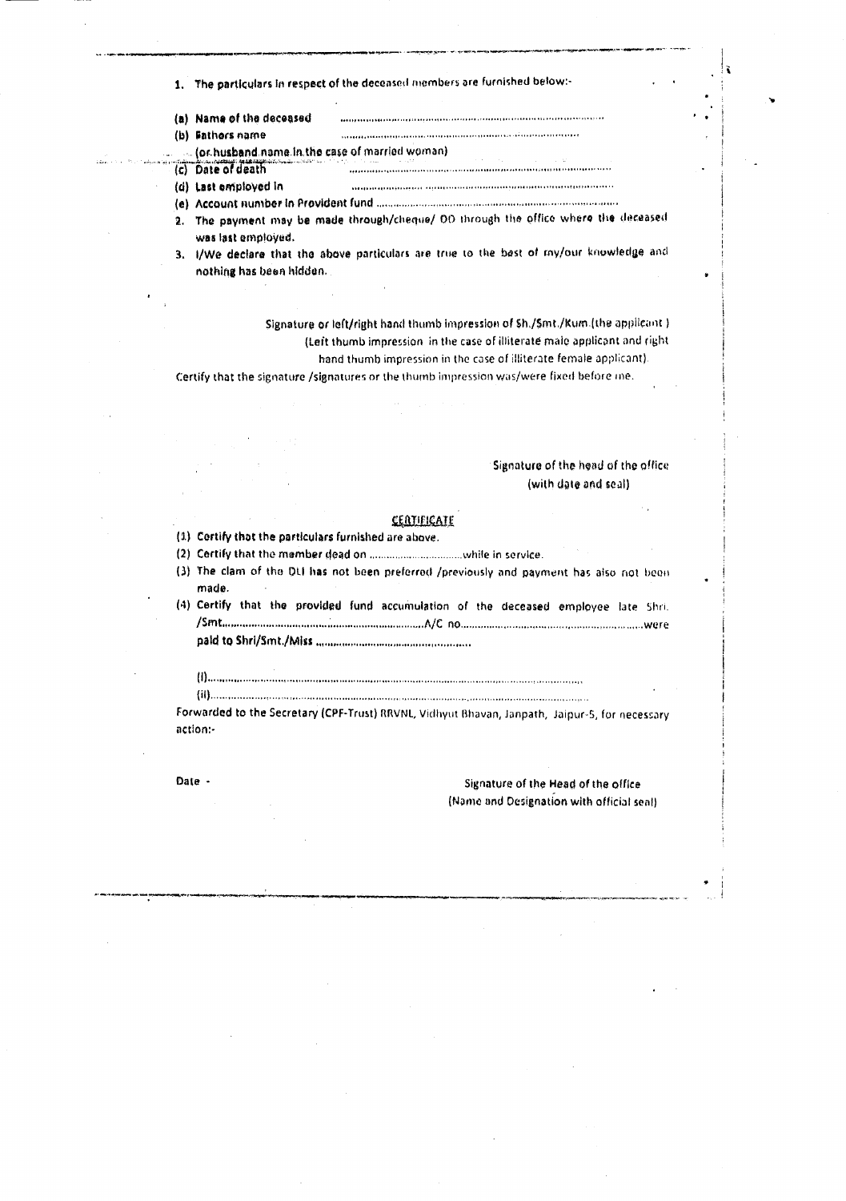1. The particulars in respect of the deceased members are furnished below:-

(a) Name of the deceased ..........................................................................................

(b) Fathers name ..........................................................................................

(or husband name in the case of married woman)

(c) Date of death ..........................................................................................

(d) Last employed in ..........................................................................................

(e) Account number in Provident fund ..........................................................................................

2. The payment may be made through/cheque/ DD through the office where the deceased was last employed.
3. I/We declare that the above particulars are true to the best of my/our knowledge and nothing has been hidden.

Signature or left/right hand thumb impression of Sh./Smt./Kum.(the applicant)
(Left thumb impression in the case of illiterate male applicant and right hand thumb impression in the case of illiterate female applicant).

Certify that the signature /signatures or the thumb impression was/were fixed before me.

Signature of the head of the office
(with date and seal)

## CERTIFICATE

(1) Certify that the particulars furnished are above.

(2) Certify that the member dead on ................................while in service.

(3) The clam of the DLI has not been preferred /previously and payment has also not been made.

(4) Certify that the provided fund accumulation of the deceased employee late Shri. /Smt..................................................................A/C no............................................................were paid to Shri/Smt./Miss ..................................................

(i)..........................................................................................................................

(ii)..........................................................................................................................

Forwarded to the Secretary (CPF-Trust) RRVNL, Vidhyut Bhavan, Janpath, Jaipur-5, for necessary action:-

Date -

Signature of the Head of the office
(Name and Designation with official seal)